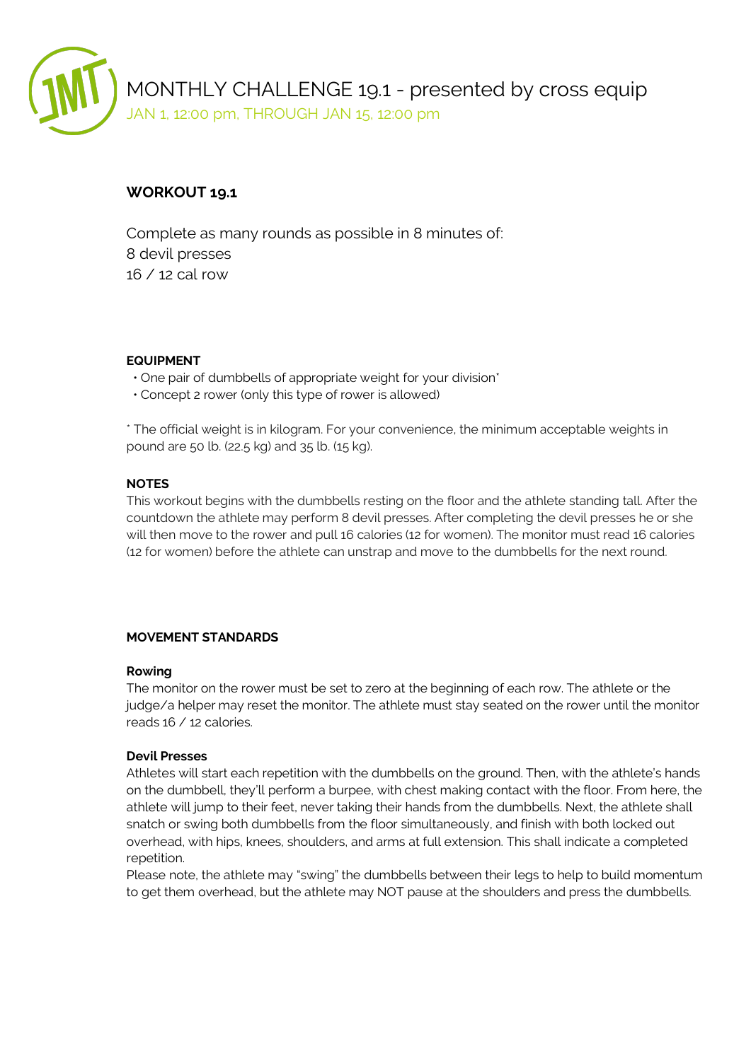# MONTHLY CHALLENGE 19.1 - presented by cross equip

JAN 1, 12:00 pm, THROUGH JAN 15, 12:00 pm

## WORKOUT 19.1

Complete as many rounds as possible in 8 minutes of:
8 devil presses
16 / 12 cal row

### EQUIPMENT

- One pair of dumbbells of appropriate weight for your division*
- Concept 2 rower (only this type of rower is allowed)

* The official weight is in kilogram. For your convenience, the minimum acceptable weights in pound are 50 lb. (22.5 kg) and 35 lb. (15 kg).

### NOTES

This workout begins with the dumbbells resting on the floor and the athlete standing tall. After the countdown the athlete may perform 8 devil presses. After completing the devil presses he or she will then move to the rower and pull 16 calories (12 for women). The monitor must read 16 calories (12 for women) before the athlete can unstrap and move to the dumbbells for the next round.

### MOVEMENT STANDARDS

**Rowing**

The monitor on the rower must be set to zero at the beginning of each row. The athlete or the judge/a helper may reset the monitor. The athlete must stay seated on the rower until the monitor reads 16 / 12 calories.

**Devil Presses**

Athletes will start each repetition with the dumbbells on the ground. Then, with the athlete's hands on the dumbbell, they'll perform a burpee, with chest making contact with the floor. From here, the athlete will jump to their feet, never taking their hands from the dumbbells. Next, the athlete shall snatch or swing both dumbbells from the floor simultaneously, and finish with both locked out overhead, with hips, knees, shoulders, and arms at full extension. This shall indicate a completed repetition.

Please note, the athlete may "swing" the dumbbells between their legs to help to build momentum to get them overhead, but the athlete may NOT pause at the shoulders and press the dumbbells.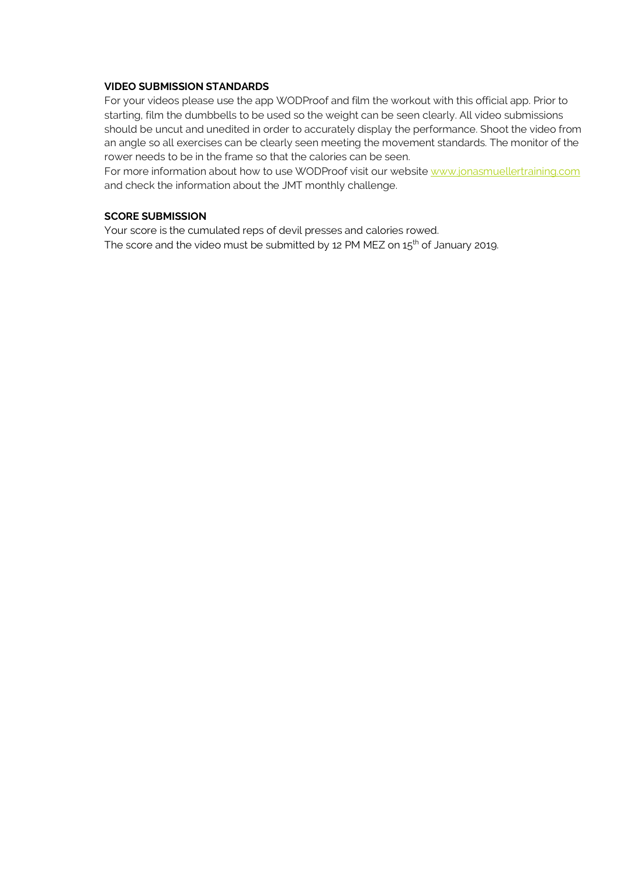**VIDEO SUBMISSION STANDARDS**

For your videos please use the app WODProof and film the workout with this official app. Prior to starting, film the dumbbells to be used so the weight can be seen clearly. All video submissions should be uncut and unedited in order to accurately display the performance. Shoot the video from an angle so all exercises can be clearly seen meeting the movement standards. The monitor of the rower needs to be in the frame so that the calories can be seen.

For more information about how to use WODProof visit our website [www.jonasmuellertraining.com](http://www.jonasmuellertraining.com) and check the information about the JMT monthly challenge.

**SCORE SUBMISSION**

Your score is the cumulated reps of devil presses and calories rowed.

The score and the video must be submitted by 12 PM MEZ on 15th of January 2019.